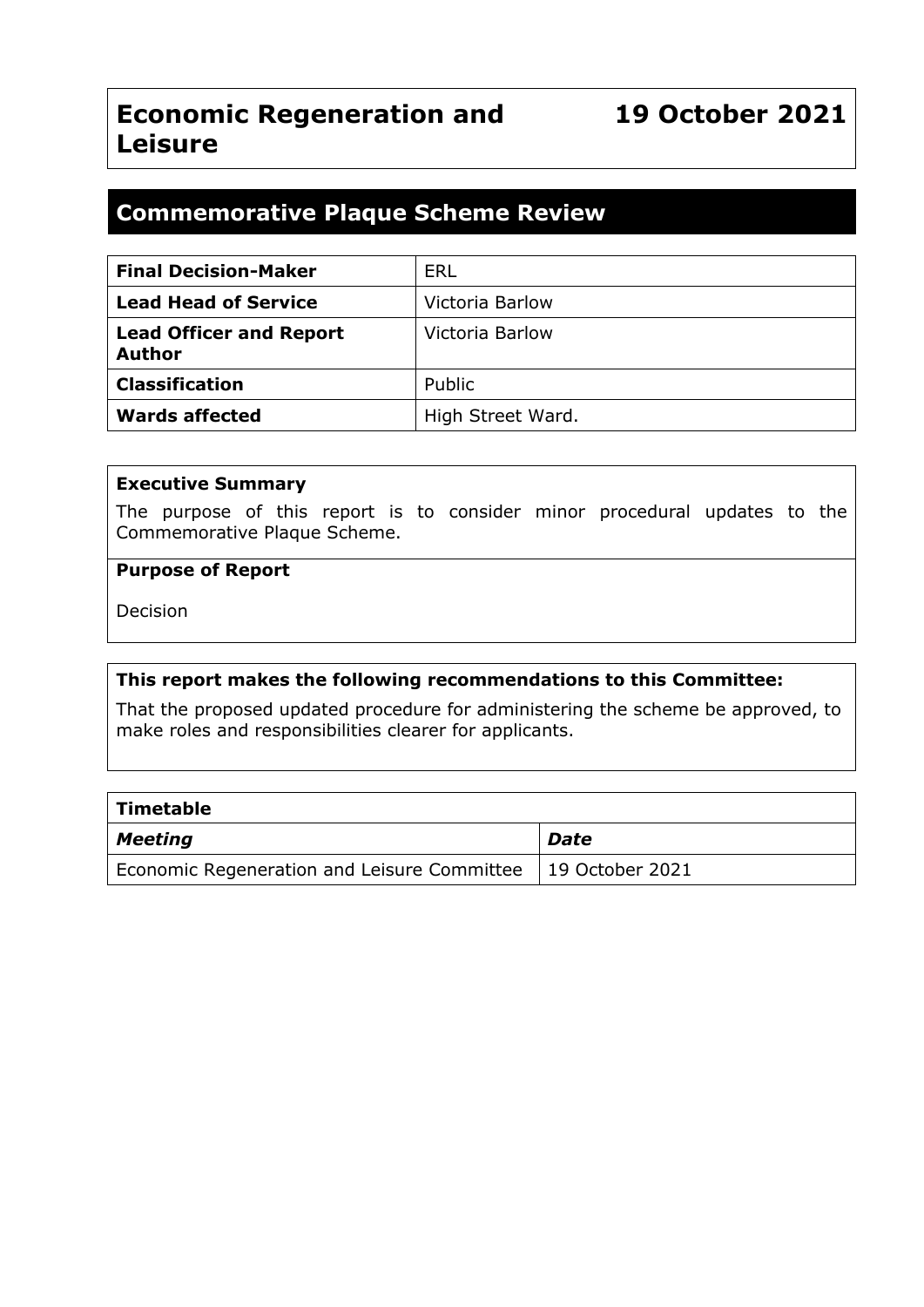# Economic Regeneration and Leisure

**19 October 2021**

## Commemorative Plaque Scheme Review

| **Final Decision-Maker** | ERL |
|---|---|
| **Lead Head of Service** | Victoria Barlow |
| **Lead Officer and Report Author** | Victoria Barlow |
| **Classification** | Public |
| **Wards affected** | High Street Ward. |

**Executive Summary**

The purpose of this report is to consider minor procedural updates to the Commemorative Plaque Scheme.

**Purpose of Report**

Decision

**This report makes the following recommendations to this Committee:**

That the proposed updated procedure for administering the scheme be approved, to make roles and responsibilities clearer for applicants.

| **Timetable** | |
|---|---|
| ***Meeting*** | ***Date*** |
| Economic Regeneration and Leisure Committee | 19 October 2021 |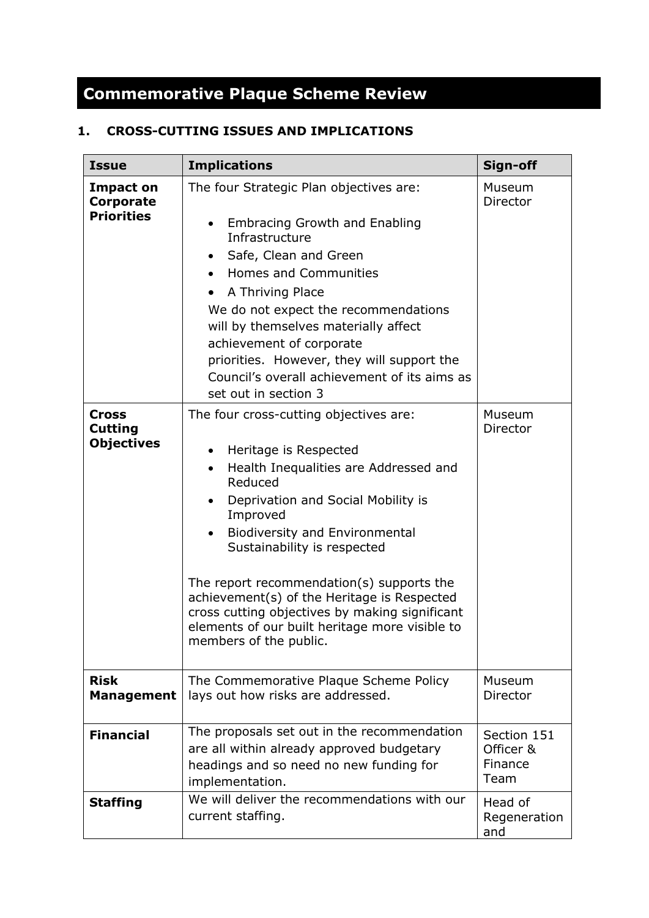# Commemorative Plaque Scheme Review

## 1. CROSS-CUTTING ISSUES AND IMPLICATIONS

| Issue | Implications | Sign-off |
|---|---|---|
| **Impact on Corporate Priorities** | The four Strategic Plan objectives are:<br><br>• Embracing Growth and Enabling Infrastructure<br>• Safe, Clean and Green<br>• Homes and Communities<br>• A Thriving Place<br><br>We do not expect the recommendations will by themselves materially affect achievement of corporate priorities. However, they will support the Council's overall achievement of its aims as set out in section 3 | Museum Director |
| **Cross Cutting Objectives** | The four cross-cutting objectives are:<br><br>• Heritage is Respected<br>• Health Inequalities are Addressed and Reduced<br>• Deprivation and Social Mobility is Improved<br>• Biodiversity and Environmental Sustainability is respected<br><br>The report recommendation(s) supports the achievement(s) of the Heritage is Respected cross cutting objectives by making significant elements of our built heritage more visible to members of the public. | Museum Director |
| **Risk Management** | The Commemorative Plaque Scheme Policy lays out how risks are addressed. | Museum Director |
| **Financial** | The proposals set out in the recommendation are all within already approved budgetary headings and so need no new funding for implementation. | Section 151 Officer & Finance Team |
| **Staffing** | We will deliver the recommendations with our current staffing. | Head of Regeneration and |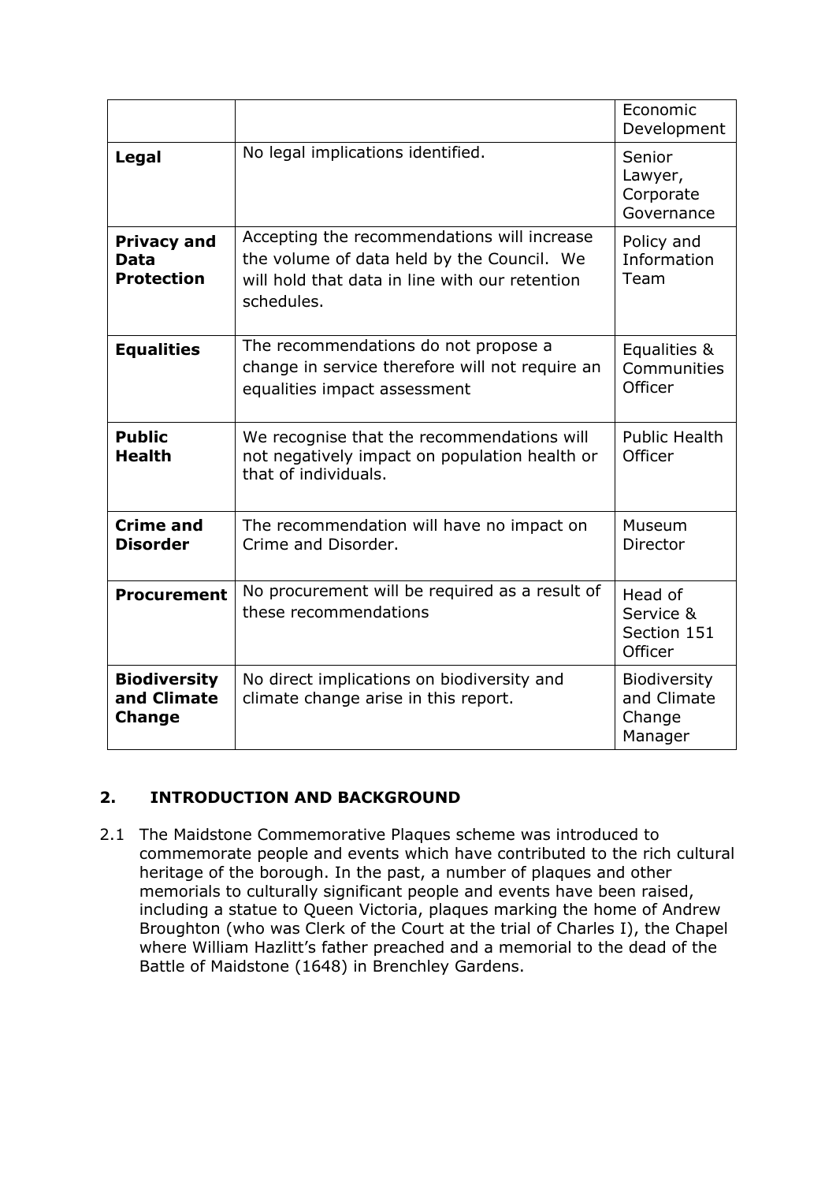| | | |
|---|---|---|
| | | Economic Development |
| **Legal** | No legal implications identified. | Senior Lawyer, Corporate Governance |
| **Privacy and Data Protection** | Accepting the recommendations will increase the volume of data held by the Council. We will hold that data in line with our retention schedules. | Policy and Information Team |
| **Equalities** | The recommendations do not propose a change in service therefore will not require an equalities impact assessment | Equalities & Communities Officer |
| **Public Health** | We recognise that the recommendations will not negatively impact on population health or that of individuals. | Public Health Officer |
| **Crime and Disorder** | The recommendation will have no impact on Crime and Disorder. | Museum Director |
| **Procurement** | No procurement will be required as a result of these recommendations | Head of Service & Section 151 Officer |
| **Biodiversity and Climate Change** | No direct implications on biodiversity and climate change arise in this report. | Biodiversity and Climate Change Manager |

## 2. INTRODUCTION AND BACKGROUND

2.1 The Maidstone Commemorative Plaques scheme was introduced to commemorate people and events which have contributed to the rich cultural heritage of the borough. In the past, a number of plaques and other memorials to culturally significant people and events have been raised, including a statue to Queen Victoria, plaques marking the home of Andrew Broughton (who was Clerk of the Court at the trial of Charles I), the Chapel where William Hazlitt's father preached and a memorial to the dead of the Battle of Maidstone (1648) in Brenchley Gardens.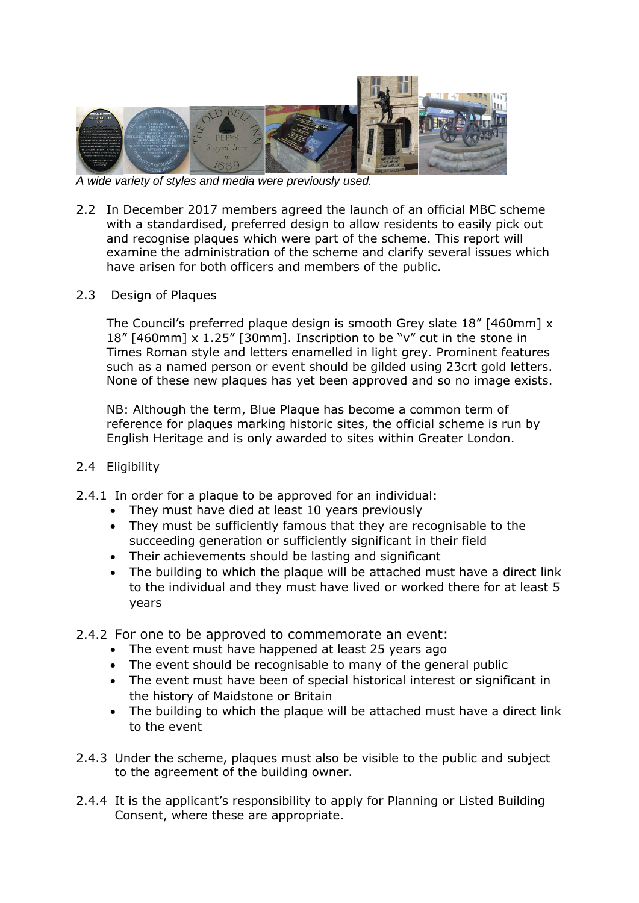*A wide variety of styles and media were previously used.*

2.2 In December 2017 members agreed the launch of an official MBC scheme with a standardised, preferred design to allow residents to easily pick out and recognise plaques which were part of the scheme. This report will examine the administration of the scheme and clarify several issues which have arisen for both officers and members of the public.

2.3 Design of Plaques

The Council's preferred plaque design is smooth Grey slate 18" [460mm] x 18" [460mm] x 1.25" [30mm]. Inscription to be "v" cut in the stone in Times Roman style and letters enamelled in light grey. Prominent features such as a named person or event should be gilded using 23crt gold letters. None of these new plaques has yet been approved and so no image exists.

NB: Although the term, Blue Plaque has become a common term of reference for plaques marking historic sites, the official scheme is run by English Heritage and is only awarded to sites within Greater London.

2.4 Eligibility

2.4.1 In order for a plaque to be approved for an individual:

- They must have died at least 10 years previously
- They must be sufficiently famous that they are recognisable to the succeeding generation or sufficiently significant in their field
- Their achievements should be lasting and significant
- The building to which the plaque will be attached must have a direct link to the individual and they must have lived or worked there for at least 5 years

2.4.2 For one to be approved to commemorate an event:

- The event must have happened at least 25 years ago
- The event should be recognisable to many of the general public
- The event must have been of special historical interest or significant in the history of Maidstone or Britain
- The building to which the plaque will be attached must have a direct link to the event

2.4.3 Under the scheme, plaques must also be visible to the public and subject to the agreement of the building owner.

2.4.4 It is the applicant's responsibility to apply for Planning or Listed Building Consent, where these are appropriate.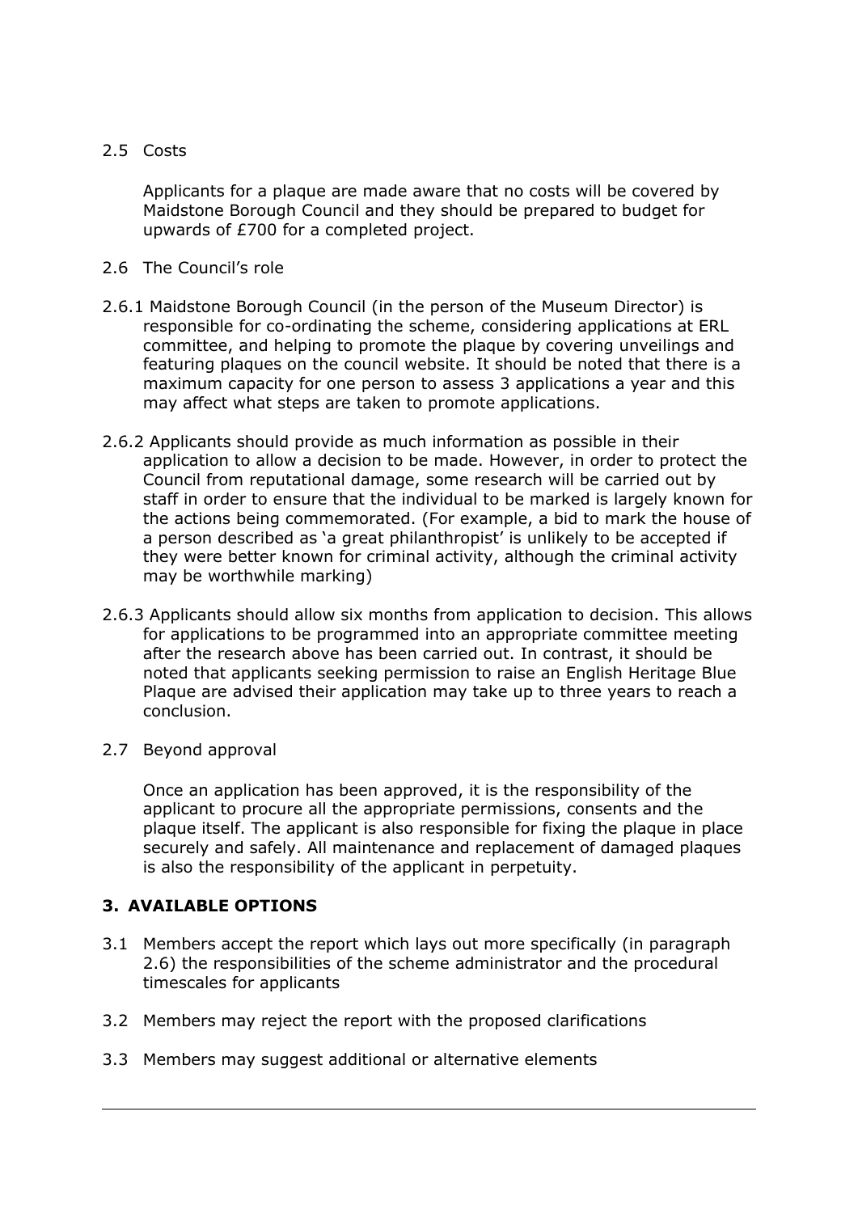2.5 Costs

Applicants for a plaque are made aware that no costs will be covered by Maidstone Borough Council and they should be prepared to budget for upwards of £700 for a completed project.

2.6 The Council's role

2.6.1 Maidstone Borough Council (in the person of the Museum Director) is responsible for co-ordinating the scheme, considering applications at ERL committee, and helping to promote the plaque by covering unveilings and featuring plaques on the council website. It should be noted that there is a maximum capacity for one person to assess 3 applications a year and this may affect what steps are taken to promote applications.

2.6.2 Applicants should provide as much information as possible in their application to allow a decision to be made. However, in order to protect the Council from reputational damage, some research will be carried out by staff in order to ensure that the individual to be marked is largely known for the actions being commemorated. (For example, a bid to mark the house of a person described as 'a great philanthropist' is unlikely to be accepted if they were better known for criminal activity, although the criminal activity may be worthwhile marking)

2.6.3 Applicants should allow six months from application to decision. This allows for applications to be programmed into an appropriate committee meeting after the research above has been carried out. In contrast, it should be noted that applicants seeking permission to raise an English Heritage Blue Plaque are advised their application may take up to three years to reach a conclusion.

2.7 Beyond approval

Once an application has been approved, it is the responsibility of the applicant to procure all the appropriate permissions, consents and the plaque itself. The applicant is also responsible for fixing the plaque in place securely and safely. All maintenance and replacement of damaged plaques is also the responsibility of the applicant in perpetuity.

## 3. AVAILABLE OPTIONS

3.1 Members accept the report which lays out more specifically (in paragraph 2.6) the responsibilities of the scheme administrator and the procedural timescales for applicants

3.2 Members may reject the report with the proposed clarifications

3.3 Members may suggest additional or alternative elements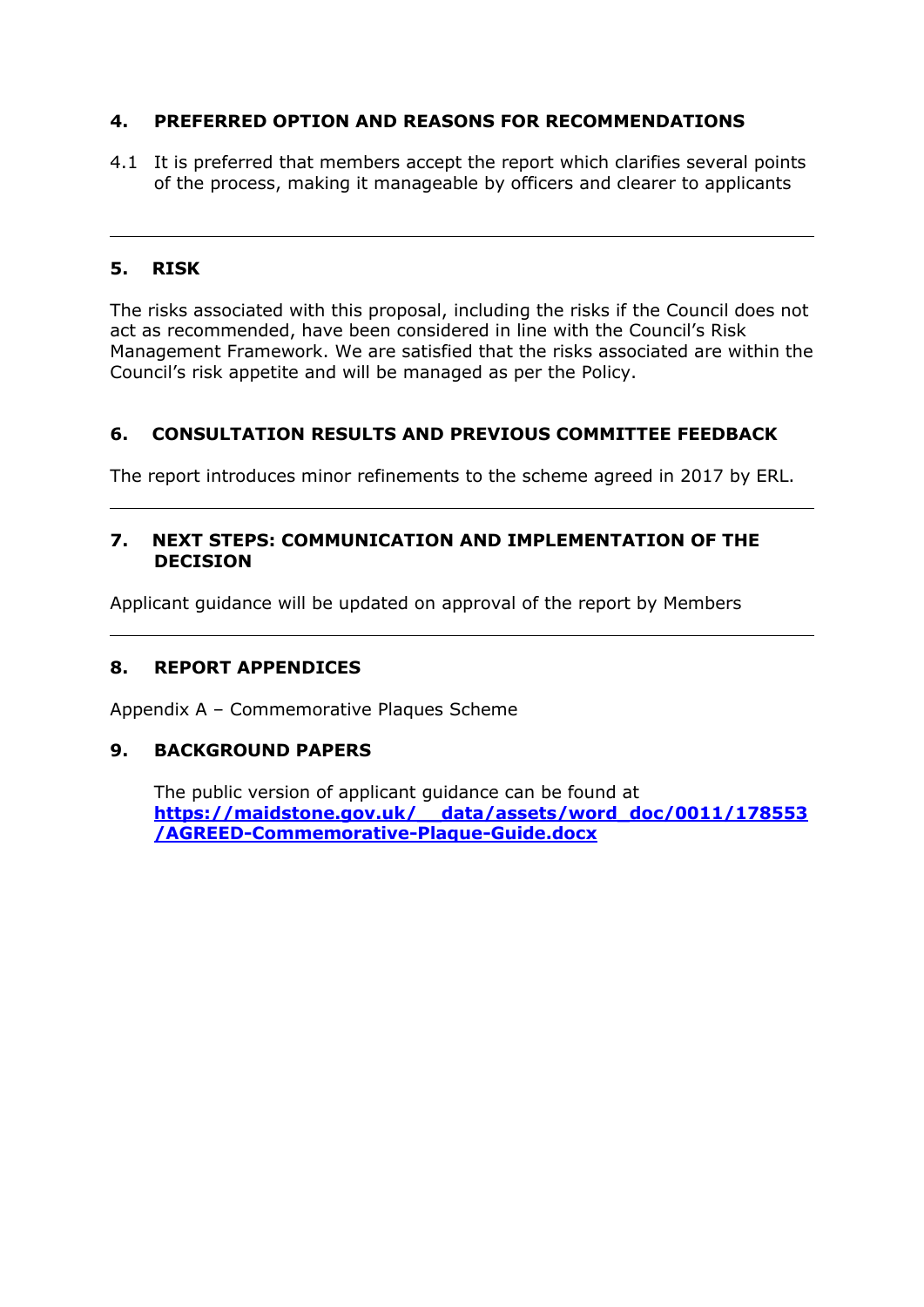## 4. PREFERRED OPTION AND REASONS FOR RECOMMENDATIONS

4.1 It is preferred that members accept the report which clarifies several points of the process, making it manageable by officers and clearer to applicants

---

## 5. RISK

The risks associated with this proposal, including the risks if the Council does not act as recommended, have been considered in line with the Council's Risk Management Framework. We are satisfied that the risks associated are within the Council's risk appetite and will be managed as per the Policy.

## 6. CONSULTATION RESULTS AND PREVIOUS COMMITTEE FEEDBACK

The report introduces minor refinements to the scheme agreed in 2017 by ERL.

---

## 7. NEXT STEPS: COMMUNICATION AND IMPLEMENTATION OF THE DECISION

Applicant guidance will be updated on approval of the report by Members

---

## 8. REPORT APPENDICES

Appendix A – Commemorative Plaques Scheme

## 9. BACKGROUND PAPERS

The public version of applicant guidance can be found at **https://maidstone.gov.uk/__data/assets/word_doc/0011/178553/AGREED-Commemorative-Plaque-Guide.docx**